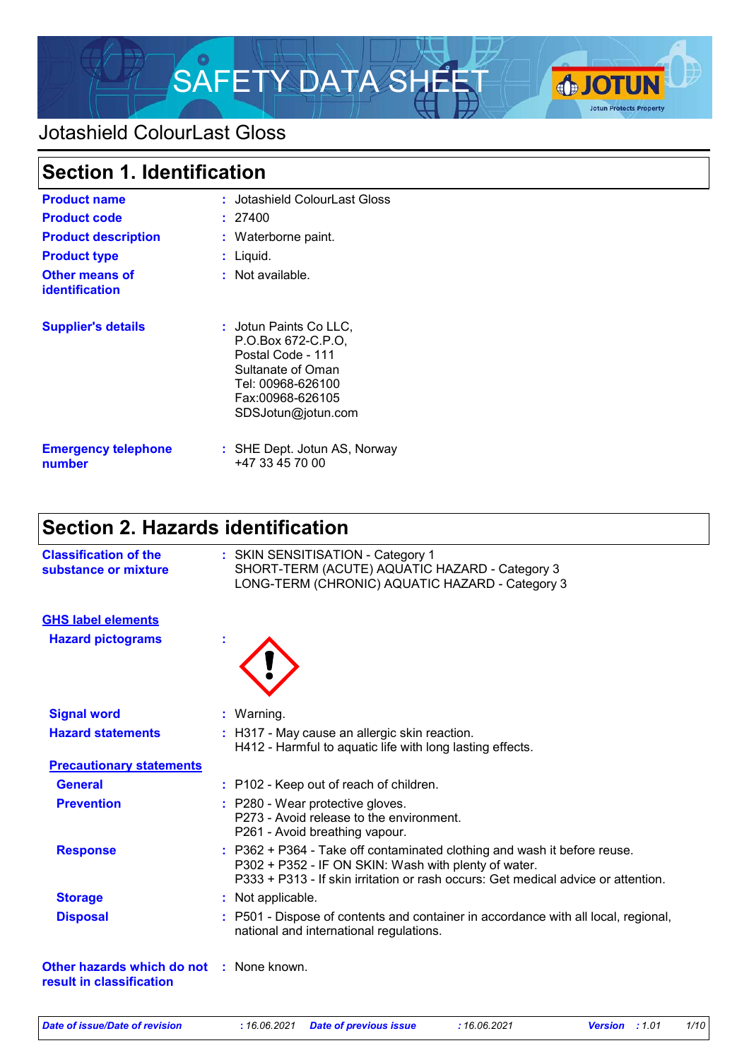# SAFETY DATA SHEET

## Jotashield ColourLast Gloss

## Section 1. Identification

**Product name** : Jotashield ColourLast Gloss

**Product code** : 27400

**Product description** : Waterborne paint.

**Product type** : Liquid.

**Other means of identification** : Not available.

**Supplier's details** : Jotun Paints Co LLC,
P.O.Box 672-C.P.O,
Postal Code - 111
Sultanate of Oman
Tel: 00968-626100
Fax:00968-626105
SDSJotun@jotun.com

**Emergency telephone number** : SHE Dept. Jotun AS, Norway
+47 33 45 70 00

## Section 2. Hazards identification

**Classification of the substance or mixture** : SKIN SENSITISATION - Category 1
SHORT-TERM (ACUTE) AQUATIC HAZARD - Category 3
LONG-TERM (CHRONIC) AQUATIC HAZARD - Category 3

### GHS label elements

**Hazard pictograms** :

**Signal word** : Warning.

**Hazard statements** : H317 - May cause an allergic skin reaction.
H412 - Harmful to aquatic life with long lasting effects.

#### Precautionary statements

**General** : P102 - Keep out of reach of children.

**Prevention** : P280 - Wear protective gloves.
P273 - Avoid release to the environment.
P261 - Avoid breathing vapour.

**Response** : P362 + P364 - Take off contaminated clothing and wash it before reuse.
P302 + P352 - IF ON SKIN: Wash with plenty of water.
P333 + P313 - If skin irritation or rash occurs: Get medical advice or attention.

**Storage** : Not applicable.

**Disposal** : P501 - Dispose of contents and container in accordance with all local, regional, national and international regulations.

**Other hazards which do not result in classification** : None known.

*Date of issue/Date of revision : 16.06.2021 Date of previous issue : 16.06.2021 Version : 1.01*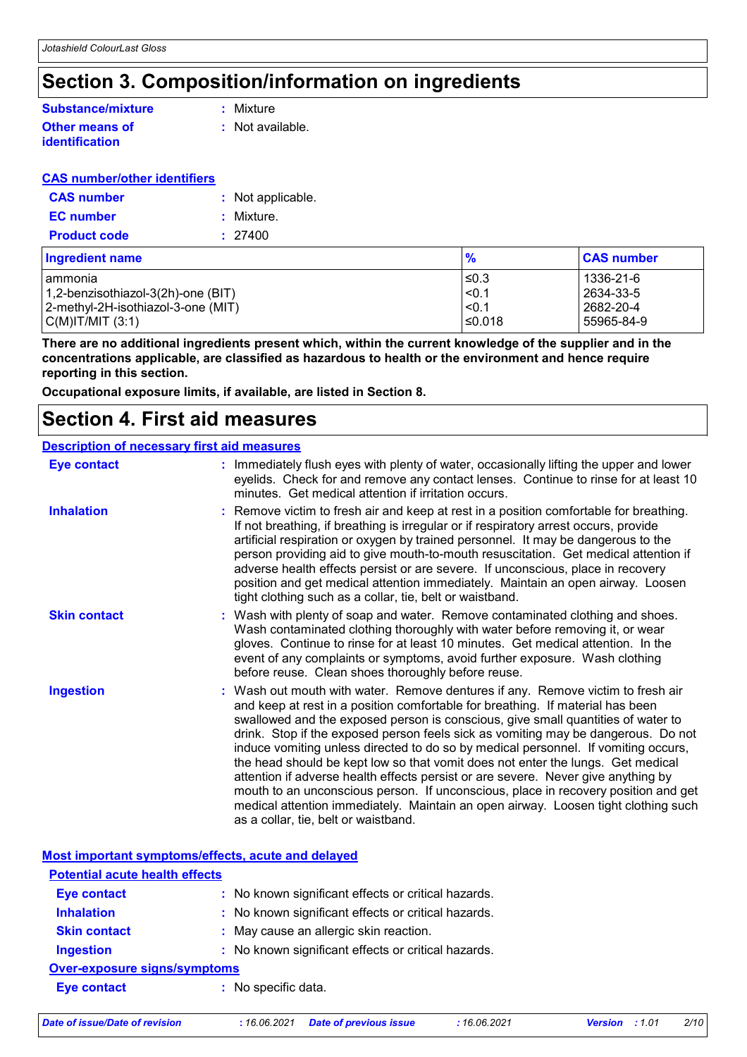# Section 3. Composition/information on ingredients

**Substance/mixture** : Mixture

**Other means of identification** : Not available.

**CAS number/other identifiers**

**CAS number** : Not applicable.

**EC number** : Mixture.

**Product code** : 27400

| Ingredient name | % | CAS number |
|---|---|---|
| ammonia | ≤0.3 | 1336-21-6 |
| 1,2-benzisothiazol-3(2h)-one (BIT) | <0.1 | 2634-33-5 |
| 2-methyl-2H-isothiazol-3-one (MIT) | <0.1 | 2682-20-4 |
| C(M)IT/MIT (3:1) | ≤0.018 | 55965-84-9 |

**There are no additional ingredients present which, within the current knowledge of the supplier and in the concentrations applicable, are classified as hazardous to health or the environment and hence require reporting in this section.**

**Occupational exposure limits, if available, are listed in Section 8.**

# Section 4. First aid measures

**Description of necessary first aid measures**

**Eye contact** : Immediately flush eyes with plenty of water, occasionally lifting the upper and lower eyelids. Check for and remove any contact lenses. Continue to rinse for at least 10 minutes. Get medical attention if irritation occurs.

**Inhalation** : Remove victim to fresh air and keep at rest in a position comfortable for breathing. If not breathing, if breathing is irregular or if respiratory arrest occurs, provide artificial respiration or oxygen by trained personnel. It may be dangerous to the person providing aid to give mouth-to-mouth resuscitation. Get medical attention if adverse health effects persist or are severe. If unconscious, place in recovery position and get medical attention immediately. Maintain an open airway. Loosen tight clothing such as a collar, tie, belt or waistband.

**Skin contact** : Wash with plenty of soap and water. Remove contaminated clothing and shoes. Wash contaminated clothing thoroughly with water before removing it, or wear gloves. Continue to rinse for at least 10 minutes. Get medical attention. In the event of any complaints or symptoms, avoid further exposure. Wash clothing before reuse. Clean shoes thoroughly before reuse.

**Ingestion** : Wash out mouth with water. Remove dentures if any. Remove victim to fresh air and keep at rest in a position comfortable for breathing. If material has been swallowed and the exposed person is conscious, give small quantities of water to drink. Stop if the exposed person feels sick as vomiting may be dangerous. Do not induce vomiting unless directed to do so by medical personnel. If vomiting occurs, the head should be kept low so that vomit does not enter the lungs. Get medical attention if adverse health effects persist or are severe. Never give anything by mouth to an unconscious person. If unconscious, place in recovery position and get medical attention immediately. Maintain an open airway. Loosen tight clothing such as a collar, tie, belt or waistband.

**Most important symptoms/effects, acute and delayed**

**Potential acute health effects**

**Eye contact** : No known significant effects or critical hazards.

**Inhalation** : No known significant effects or critical hazards.

**Skin contact** : May cause an allergic skin reaction.

**Ingestion** : No known significant effects or critical hazards.

**Over-exposure signs/symptoms**

**Eye contact** : No specific data.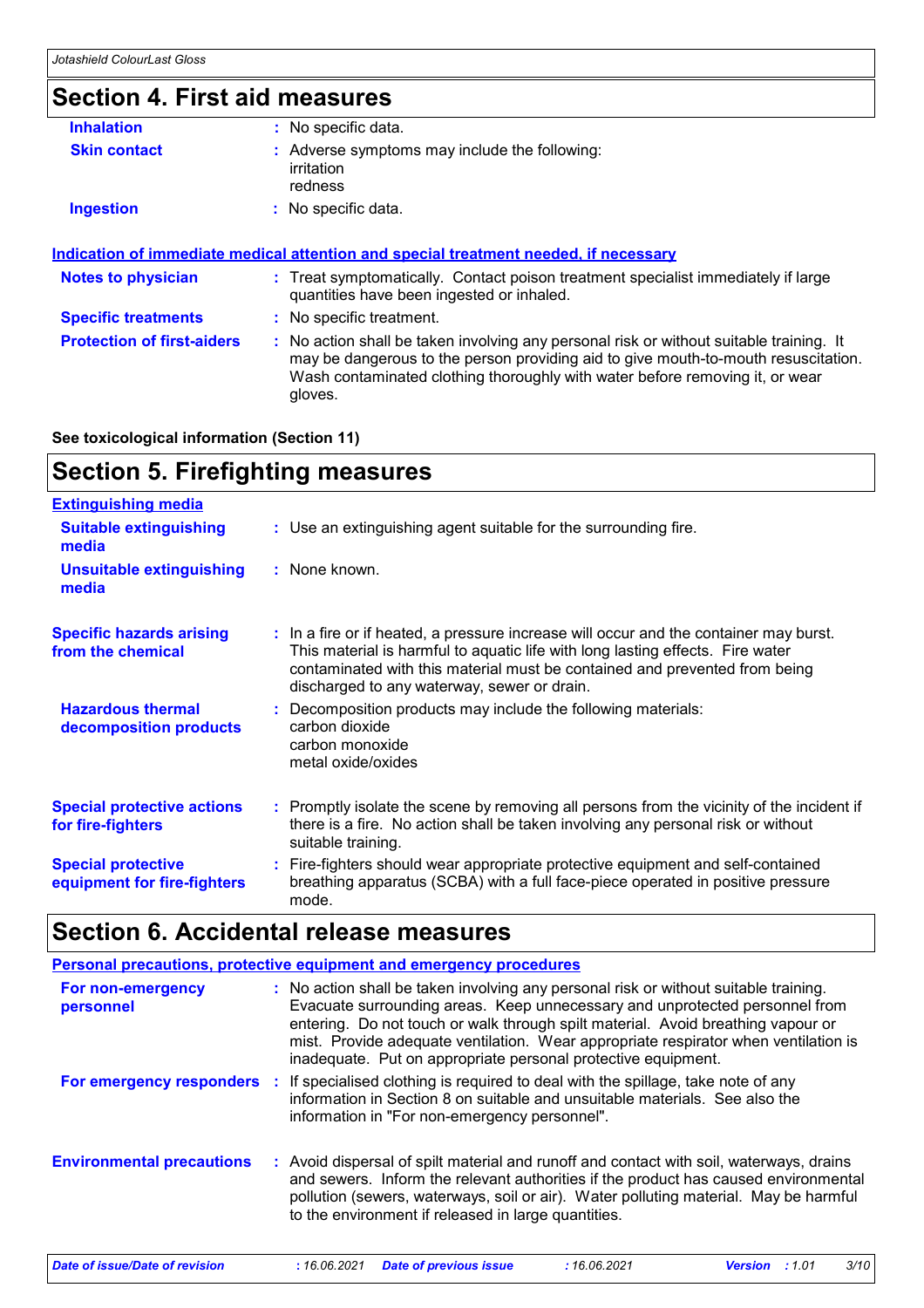## Section 4. First aid measures

**Inhalation** : No specific data.

**Skin contact** : Adverse symptoms may include the following:
irritation
redness

**Ingestion** : No specific data.

### Indication of immediate medical attention and special treatment needed, if necessary

**Notes to physician** : Treat symptomatically. Contact poison treatment specialist immediately if large quantities have been ingested or inhaled.

**Specific treatments** : No specific treatment.

**Protection of first-aiders** : No action shall be taken involving any personal risk or without suitable training. It may be dangerous to the person providing aid to give mouth-to-mouth resuscitation. Wash contaminated clothing thoroughly with water before removing it, or wear gloves.

**See toxicological information (Section 11)**

## Section 5. Firefighting measures

### Extinguishing media

**Suitable extinguishing media** : Use an extinguishing agent suitable for the surrounding fire.

**Unsuitable extinguishing media** : None known.

**Specific hazards arising from the chemical** : In a fire or if heated, a pressure increase will occur and the container may burst. This material is harmful to aquatic life with long lasting effects. Fire water contaminated with this material must be contained and prevented from being discharged to any waterway, sewer or drain.

**Hazardous thermal decomposition products** : Decomposition products may include the following materials:
carbon dioxide
carbon monoxide
metal oxide/oxides

**Special protective actions for fire-fighters** : Promptly isolate the scene by removing all persons from the vicinity of the incident if there is a fire. No action shall be taken involving any personal risk or without suitable training.

**Special protective equipment for fire-fighters** : Fire-fighters should wear appropriate protective equipment and self-contained breathing apparatus (SCBA) with a full face-piece operated in positive pressure mode.

## Section 6. Accidental release measures

### Personal precautions, protective equipment and emergency procedures

**For non-emergency personnel** : No action shall be taken involving any personal risk or without suitable training. Evacuate surrounding areas. Keep unnecessary and unprotected personnel from entering. Do not touch or walk through spilt material. Avoid breathing vapour or mist. Provide adequate ventilation. Wear appropriate respirator when ventilation is inadequate. Put on appropriate personal protective equipment.

**For emergency responders** : If specialised clothing is required to deal with the spillage, take note of any information in Section 8 on suitable and unsuitable materials. See also the information in "For non-emergency personnel".

**Environmental precautions** : Avoid dispersal of spilt material and runoff and contact with soil, waterways, drains and sewers. Inform the relevant authorities if the product has caused environmental pollution (sewers, waterways, soil or air). Water polluting material. May be harmful to the environment if released in large quantities.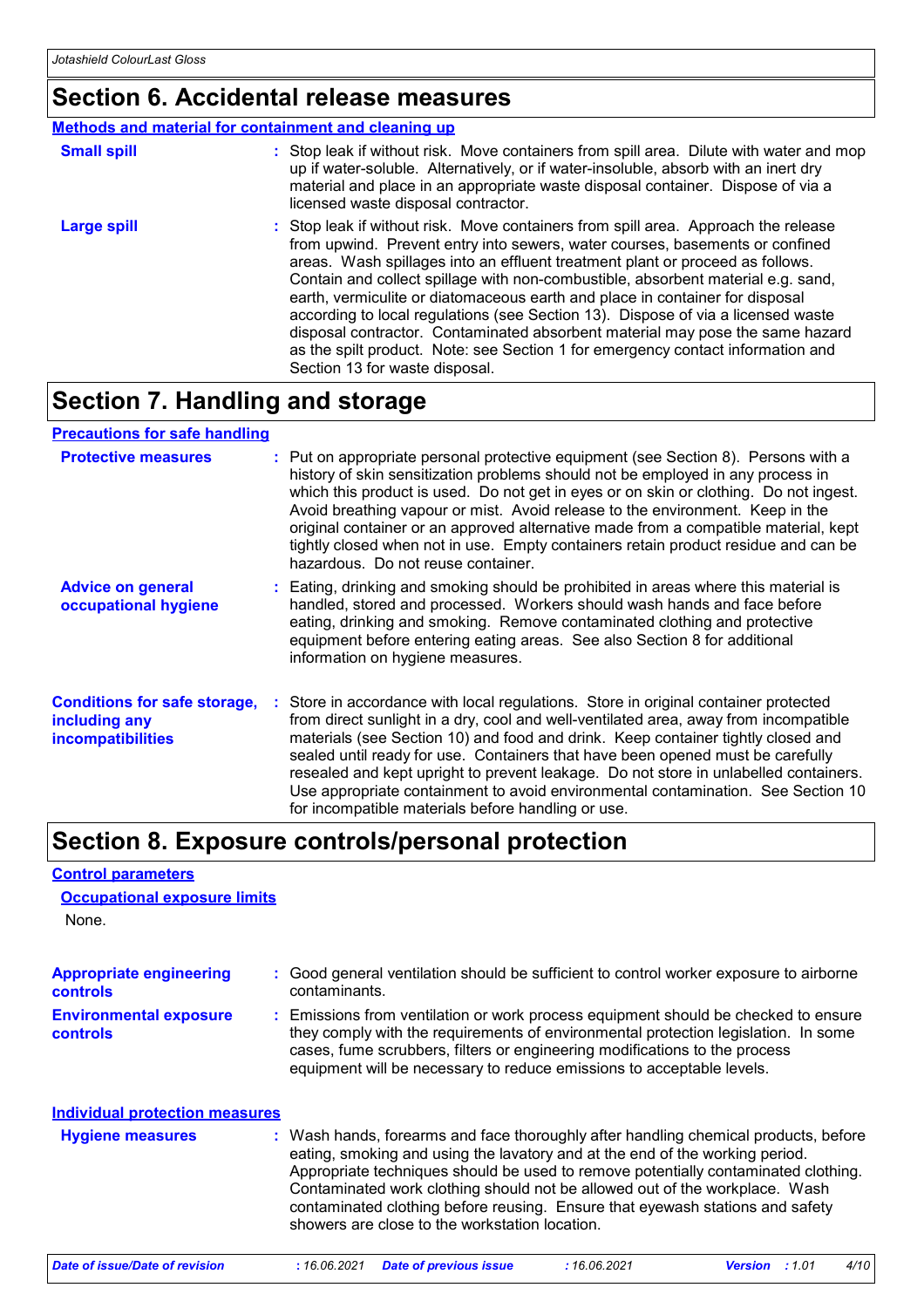## Section 6. Accidental release measures

### Methods and material for containment and cleaning up

**Small spill** : Stop leak if without risk. Move containers from spill area. Dilute with water and mop up if water-soluble. Alternatively, or if water-insoluble, absorb with an inert dry material and place in an appropriate waste disposal container. Dispose of via a licensed waste disposal contractor.

**Large spill** : Stop leak if without risk. Move containers from spill area. Approach the release from upwind. Prevent entry into sewers, water courses, basements or confined areas. Wash spillages into an effluent treatment plant or proceed as follows. Contain and collect spillage with non-combustible, absorbent material e.g. sand, earth, vermiculite or diatomaceous earth and place in container for disposal according to local regulations (see Section 13). Dispose of via a licensed waste disposal contractor. Contaminated absorbent material may pose the same hazard as the spilt product. Note: see Section 1 for emergency contact information and Section 13 for waste disposal.

## Section 7. Handling and storage

### Precautions for safe handling

**Protective measures** : Put on appropriate personal protective equipment (see Section 8). Persons with a history of skin sensitization problems should not be employed in any process in which this product is used. Do not get in eyes or on skin or clothing. Do not ingest. Avoid breathing vapour or mist. Avoid release to the environment. Keep in the original container or an approved alternative made from a compatible material, kept tightly closed when not in use. Empty containers retain product residue and can be hazardous. Do not reuse container.

**Advice on general occupational hygiene** : Eating, drinking and smoking should be prohibited in areas where this material is handled, stored and processed. Workers should wash hands and face before eating, drinking and smoking. Remove contaminated clothing and protective equipment before entering eating areas. See also Section 8 for additional information on hygiene measures.

**Conditions for safe storage, including any incompatibilities** : Store in accordance with local regulations. Store in original container protected from direct sunlight in a dry, cool and well-ventilated area, away from incompatible materials (see Section 10) and food and drink. Keep container tightly closed and sealed until ready for use. Containers that have been opened must be carefully resealed and kept upright to prevent leakage. Do not store in unlabelled containers. Use appropriate containment to avoid environmental contamination. See Section 10 for incompatible materials before handling or use.

## Section 8. Exposure controls/personal protection

### Control parameters

#### Occupational exposure limits

None.

**Appropriate engineering controls** : Good general ventilation should be sufficient to control worker exposure to airborne contaminants.

**Environmental exposure controls** : Emissions from ventilation or work process equipment should be checked to ensure they comply with the requirements of environmental protection legislation. In some cases, fume scrubbers, filters or engineering modifications to the process equipment will be necessary to reduce emissions to acceptable levels.

### Individual protection measures

**Hygiene measures** : Wash hands, forearms and face thoroughly after handling chemical products, before eating, smoking and using the lavatory and at the end of the working period. Appropriate techniques should be used to remove potentially contaminated clothing. Contaminated work clothing should not be allowed out of the workplace. Wash contaminated clothing before reusing. Ensure that eyewash stations and safety showers are close to the workstation location.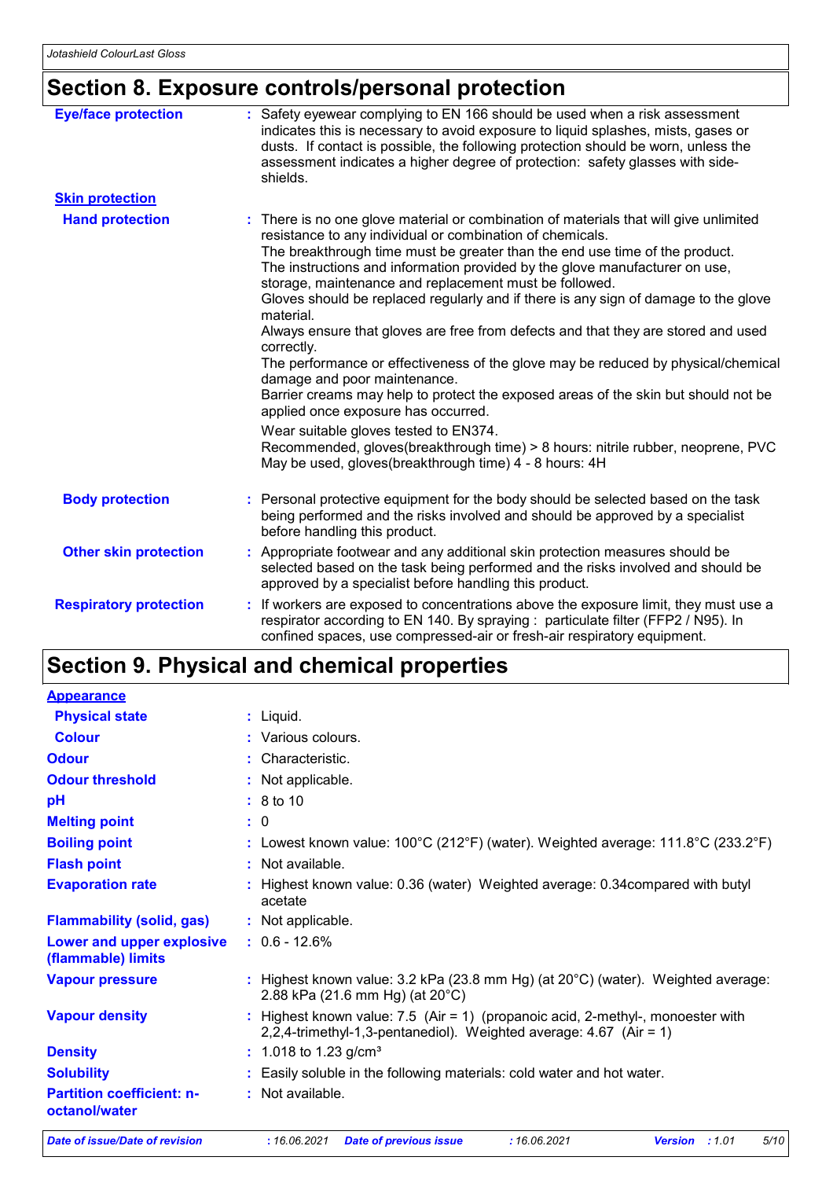# Section 8. Exposure controls/personal protection

**Eye/face protection** : Safety eyewear complying to EN 166 should be used when a risk assessment indicates this is necessary to avoid exposure to liquid splashes, mists, gases or dusts. If contact is possible, the following protection should be worn, unless the assessment indicates a higher degree of protection: safety glasses with side-shields.

**Skin protection**

**Hand protection** : There is no one glove material or combination of materials that will give unlimited resistance to any individual or combination of chemicals.
The breakthrough time must be greater than the end use time of the product.
The instructions and information provided by the glove manufacturer on use, storage, maintenance and replacement must be followed.
Gloves should be replaced regularly and if there is any sign of damage to the glove material.
Always ensure that gloves are free from defects and that they are stored and used correctly.
The performance or effectiveness of the glove may be reduced by physical/chemical damage and poor maintenance.
Barrier creams may help to protect the exposed areas of the skin but should not be applied once exposure has occurred.

Wear suitable gloves tested to EN374.
Recommended, gloves(breakthrough time) > 8 hours: nitrile rubber, neoprene, PVC
May be used, gloves(breakthrough time) 4 - 8 hours: 4H

**Body protection** : Personal protective equipment for the body should be selected based on the task being performed and the risks involved and should be approved by a specialist before handling this product.

**Other skin protection** : Appropriate footwear and any additional skin protection measures should be selected based on the task being performed and the risks involved and should be approved by a specialist before handling this product.

**Respiratory protection** : If workers are exposed to concentrations above the exposure limit, they must use a respirator according to EN 140. By spraying : particulate filter (FFP2 / N95). In confined spaces, use compressed-air or fresh-air respiratory equipment.

# Section 9. Physical and chemical properties

**Appearance**

**Physical state** : Liquid.

**Colour** : Various colours.

**Odour** : Characteristic.

**Odour threshold** : Not applicable.

**pH** : 8 to 10

**Melting point** : 0

**Boiling point** : Lowest known value: 100°C (212°F) (water). Weighted average: 111.8°C (233.2°F)

**Flash point** : Not available.

**Evaporation rate** : Highest known value: 0.36 (water) Weighted average: 0.34compared with butyl acetate

**Flammability (solid, gas)** : Not applicable.

**Lower and upper explosive (flammable) limits** : 0.6 - 12.6%

**Vapour pressure** : Highest known value: 3.2 kPa (23.8 mm Hg) (at 20°C) (water). Weighted average: 2.88 kPa (21.6 mm Hg) (at 20°C)

**Vapour density** : Highest known value: 7.5 (Air = 1) (propanoic acid, 2-methyl-, monoester with 2,2,4-trimethyl-1,3-pentanediol). Weighted average: 4.67 (Air = 1)

**Density** : 1.018 to 1.23 g/cm³

**Solubility** : Easily soluble in the following materials: cold water and hot water.

**Partition coefficient: n-octanol/water** : Not available.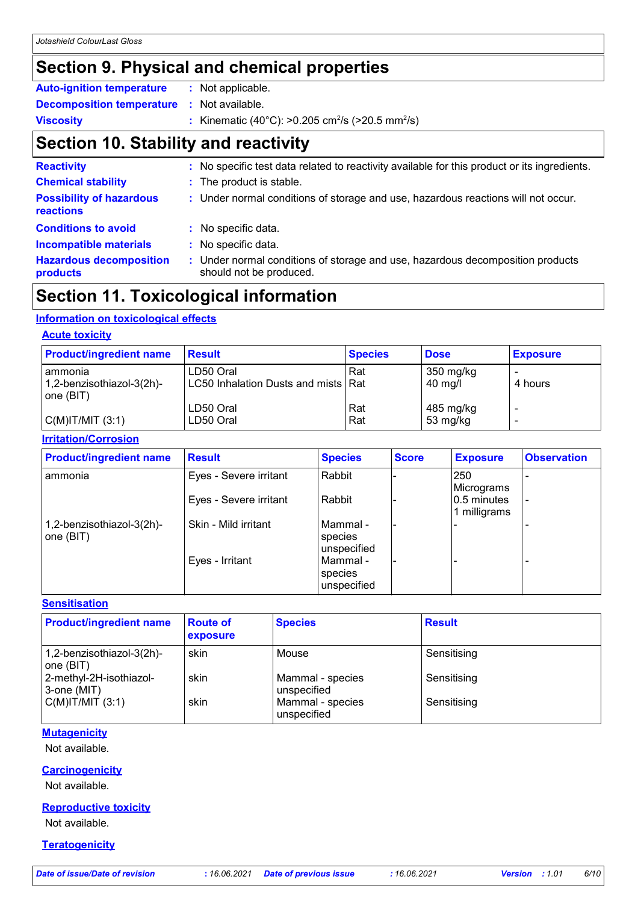# Section 9. Physical and chemical properties

**Auto-ignition temperature** : Not applicable.

**Decomposition temperature** : Not available.

**Viscosity** : Kinematic (40°C): >0.205 $cm^2/s$ (>20.5 $mm^2/s$)

# Section 10. Stability and reactivity

**Reactivity** : No specific test data related to reactivity available for this product or its ingredients.

**Chemical stability** : The product is stable.

**Possibility of hazardous reactions** : Under normal conditions of storage and use, hazardous reactions will not occur.

**Conditions to avoid** : No specific data.

**Incompatible materials** : No specific data.

**Hazardous decomposition products** : Under normal conditions of storage and use, hazardous decomposition products should not be produced.

# Section 11. Toxicological information

## Information on toxicological effects

### Acute toxicity

| Product/ingredient name | Result | Species | Dose | Exposure |
|---|---|---|---|---|
| ammonia | LD50 Oral | Rat | 350 mg/kg | - |
| 1,2-benzisothiazol-3(2h)-one (BIT) | LC50 Inhalation Dusts and mists | Rat | 40 mg/l | 4 hours |
| | LD50 Oral | Rat | 485 mg/kg | - |
| C(M)IT/MIT (3:1) | LD50 Oral | Rat | 53 mg/kg | - |

### Irritation/Corrosion

| Product/ingredient name | Result | Species | Score | Exposure | Observation |
|---|---|---|---|---|---|
| ammonia | Eyes - Severe irritant | Rabbit | - | 250 Micrograms | - |
| | Eyes - Severe irritant | Rabbit | - | 0.5 minutes 1 milligrams | - |
| 1,2-benzisothiazol-3(2h)-one (BIT) | Skin - Mild irritant | Mammal - species unspecified | - | - | - |
| | Eyes - Irritant | Mammal - species unspecified | - | - | - |

### Sensitisation

| Product/ingredient name | Route of exposure | Species | Result |
|---|---|---|---|
| 1,2-benzisothiazol-3(2h)-one (BIT) | skin | Mouse | Sensitising |
| 2-methyl-2H-isothiazol-3-one (MIT) | skin | Mammal - species unspecified | Sensitising |
| C(M)IT/MIT (3:1) | skin | Mammal - species unspecified | Sensitising |

### Mutagenicity

Not available.

### Carcinogenicity

Not available.

### Reproductive toxicity

Not available.

### Teratogenicity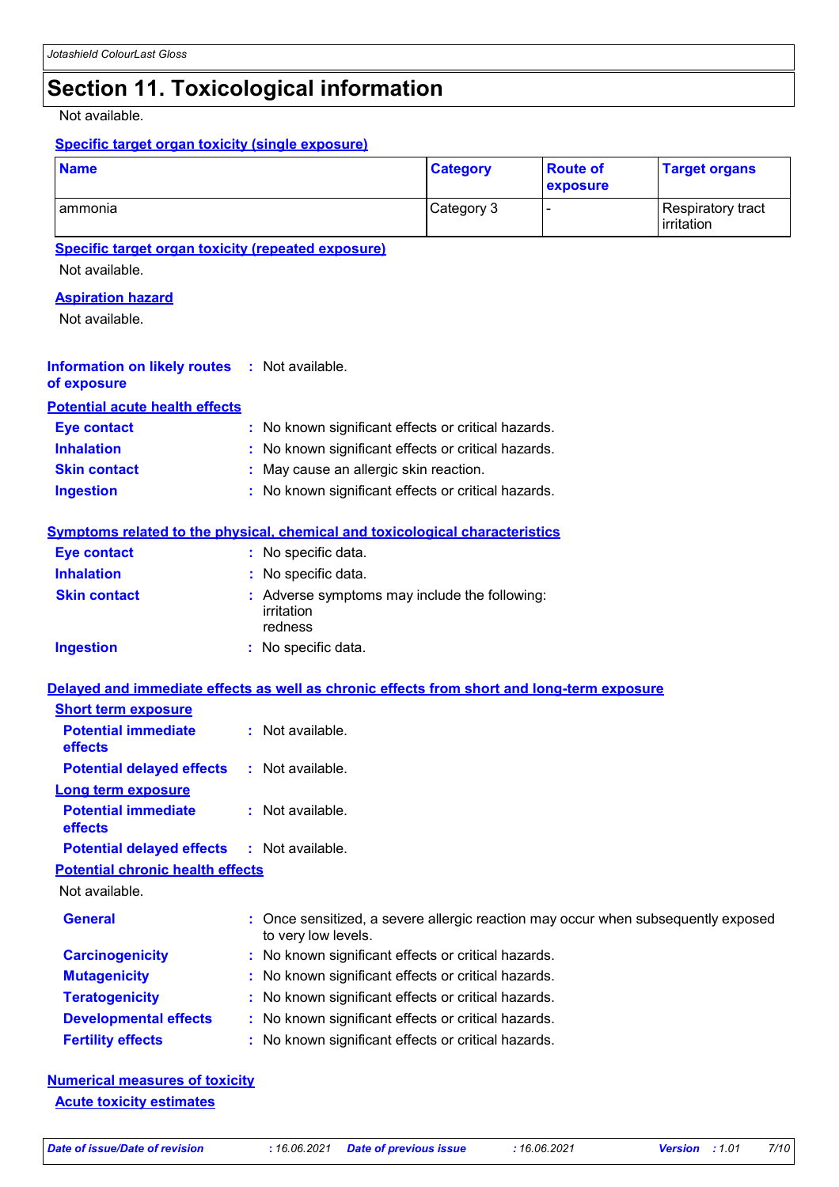# Section 11. Toxicological information

Not available.

**Specific target organ toxicity (single exposure)**

| Name | Category | Route of exposure | Target organs |
|---|---|---|---|
| ammonia | Category 3 | - | Respiratory tract irritation |

**Specific target organ toxicity (repeated exposure)**

Not available.

**Aspiration hazard**

Not available.

**Information on likely routes of exposure** : Not available.

**Potential acute health effects**

**Eye contact** : No known significant effects or critical hazards.
**Inhalation** : No known significant effects or critical hazards.
**Skin contact** : May cause an allergic skin reaction.
**Ingestion** : No known significant effects or critical hazards.

**Symptoms related to the physical, chemical and toxicological characteristics**

**Eye contact** : No specific data.
**Inhalation** : No specific data.
**Skin contact** : Adverse symptoms may include the following:
irritation
redness
**Ingestion** : No specific data.

**Delayed and immediate effects as well as chronic effects from short and long-term exposure**

**Short term exposure**

**Potential immediate effects** : Not available.
**Potential delayed effects** : Not available.

**Long term exposure**

**Potential immediate effects** : Not available.
**Potential delayed effects** : Not available.

**Potential chronic health effects**

Not available.

**General** : Once sensitized, a severe allergic reaction may occur when subsequently exposed to very low levels.
**Carcinogenicity** : No known significant effects or critical hazards.
**Mutagenicity** : No known significant effects or critical hazards.
**Teratogenicity** : No known significant effects or critical hazards.
**Developmental effects** : No known significant effects or critical hazards.
**Fertility effects** : No known significant effects or critical hazards.

**Numerical measures of toxicity**

**Acute toxicity estimates**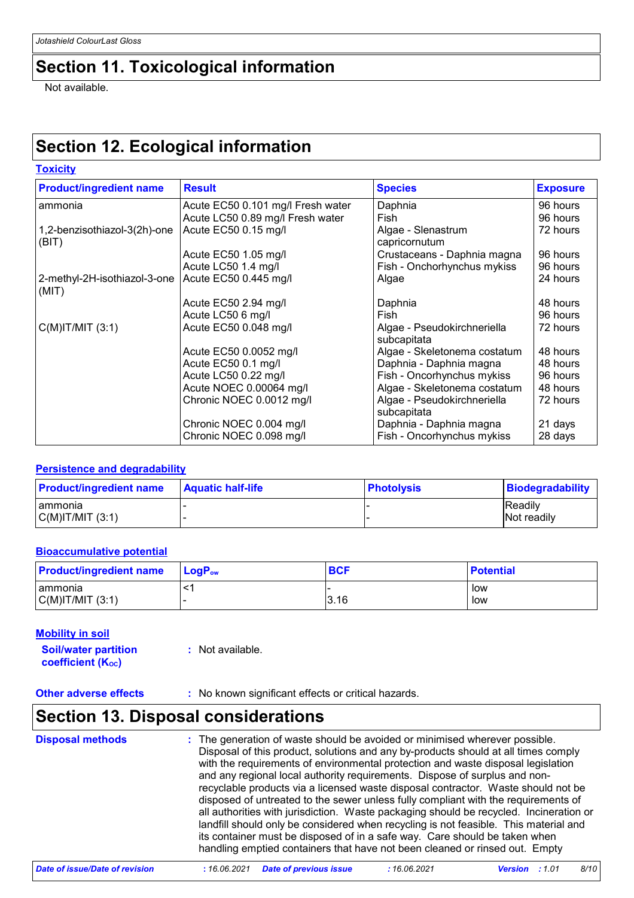## Section 11. Toxicological information

Not available.

## Section 12. Ecological information

### Toxicity

| Product/ingredient name | Result | Species | Exposure |
|---|---|---|---|
| ammonia | Acute EC50 0.101 mg/l Fresh water | Daphnia | 96 hours |
| | Acute LC50 0.89 mg/l Fresh water | Fish | 96 hours |
| 1,2-benzisothiazol-3(2h)-one (BIT) | Acute EC50 0.15 mg/l | Algae - Slenastrum capricornutum | 72 hours |
| | Acute EC50 1.05 mg/l | Crustaceans - Daphnia magna | 96 hours |
| | Acute LC50 1.4 mg/l | Fish - Onchorhynchus mykiss | 96 hours |
| 2-methyl-2H-isothiazol-3-one (MIT) | Acute EC50 0.445 mg/l | Algae | 24 hours |
| | Acute EC50 2.94 mg/l | Daphnia | 48 hours |
| | Acute LC50 6 mg/l | Fish | 96 hours |
| C(M)IT/MIT (3:1) | Acute EC50 0.048 mg/l | Algae - Pseudokirchneriella subcapitata | 72 hours |
| | Acute EC50 0.0052 mg/l | Algae - Skeletonema costatum | 48 hours |
| | Acute EC50 0.1 mg/l | Daphnia - Daphnia magna | 48 hours |
| | Acute LC50 0.22 mg/l | Fish - Oncorhynchus mykiss | 96 hours |
| | Acute NOEC 0.00064 mg/l | Algae - Skeletonema costatum | 48 hours |
| | Chronic NOEC 0.0012 mg/l | Algae - Pseudokirchneriella subcapitata | 72 hours |
| | Chronic NOEC 0.004 mg/l | Daphnia - Daphnia magna | 21 days |
| | Chronic NOEC 0.098 mg/l | Fish - Oncorhynchus mykiss | 28 days |

### Persistence and degradability

| Product/ingredient name | Aquatic half-life | Photolysis | Biodegradability |
|---|---|---|---|
| ammonia | - | - | Readily |
| C(M)IT/MIT (3:1) | - | - | Not readily |

### Bioaccumulative potential

| Product/ingredient name | $LogP_{ow}$ | BCF | Potential |
|---|---|---|---|
| ammonia | <1 | - | low |
| C(M)IT/MIT (3:1) | - | 3.16 | low |

### Mobility in soil

**Soil/water partition coefficient ($K_{OC}$)** : Not available.

**Other adverse effects** : No known significant effects or critical hazards.

## Section 13. Disposal considerations

**Disposal methods** : The generation of waste should be avoided or minimised wherever possible. Disposal of this product, solutions and any by-products should at all times comply with the requirements of environmental protection and waste disposal legislation and any regional local authority requirements. Dispose of surplus and non-recyclable products via a licensed waste disposal contractor. Waste should not be disposed of untreated to the sewer unless fully compliant with the requirements of all authorities with jurisdiction. Waste packaging should be recycled. Incineration or landfill should only be considered when recycling is not feasible. This material and its container must be disposed of in a safe way. Care should be taken when handling emptied containers that have not been cleaned or rinsed out. Empty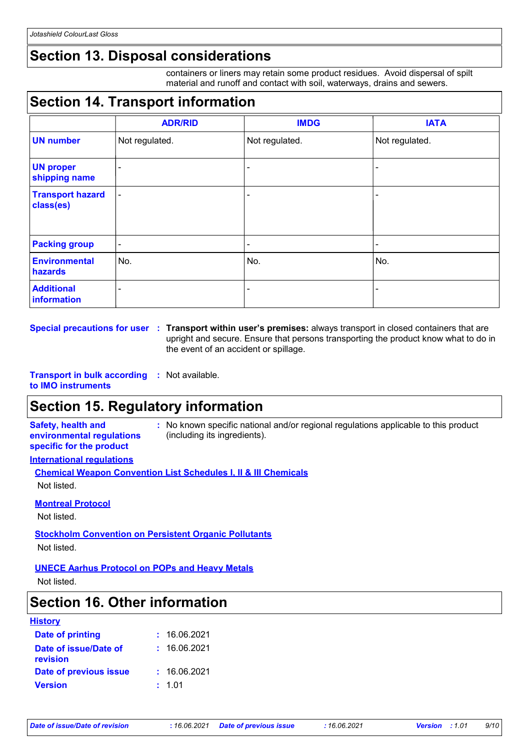## Section 13. Disposal considerations

containers or liners may retain some product residues. Avoid dispersal of spilt material and runoff and contact with soil, waterways, drains and sewers.

## Section 14. Transport information

| | ADR/RID | IMDG | IATA |
|---|---|---|---|
| **UN number** | Not regulated. | Not regulated. | Not regulated. |
| **UN proper shipping name** | - | - | - |
| **Transport hazard class(es)** | - | - | - |
| **Packing group** | - | - | - |
| **Environmental hazards** | No. | No. | No. |
| **Additional information** | - | - | - |

**Special precautions for user** : **Transport within user's premises:** always transport in closed containers that are upright and secure. Ensure that persons transporting the product know what to do in the event of an accident or spillage.

**Transport in bulk according to IMO instruments** : Not available.

## Section 15. Regulatory information

**Safety, health and environmental regulations specific for the product** : No known specific national and/or regional regulations applicable to this product (including its ingredients).

**International regulations**

**Chemical Weapon Convention List Schedules I, II & III Chemicals**

Not listed.

**Montreal Protocol**

Not listed.

**Stockholm Convention on Persistent Organic Pollutants**

Not listed.

**UNECE Aarhus Protocol on POPs and Heavy Metals**

Not listed.

## Section 16. Other information

**History**

**Date of printing** : 16.06.2021

**Date of issue/Date of revision** : 16.06.2021

**Date of previous issue** : 16.06.2021

**Version** : 1.01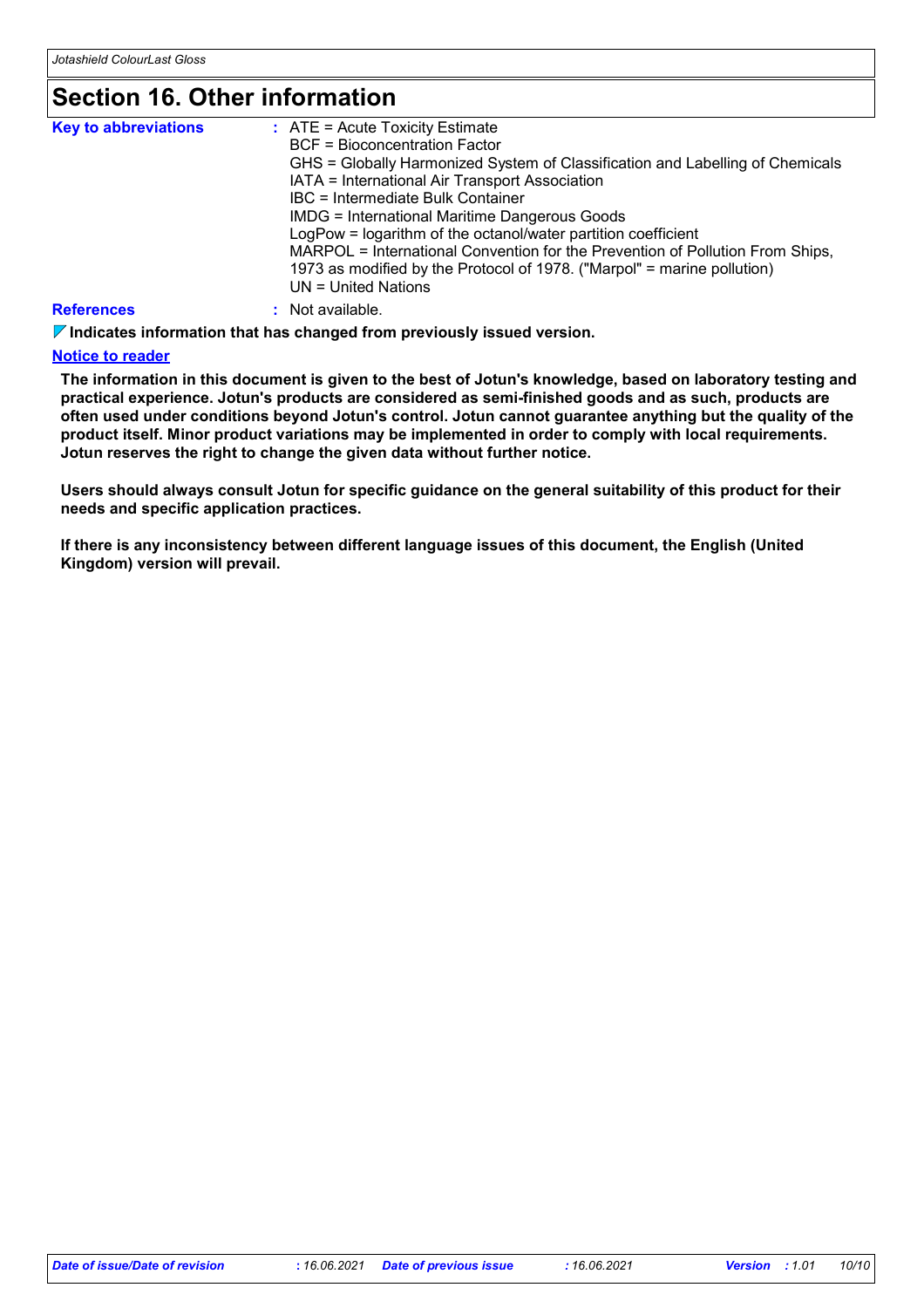# Section 16. Other information

**Key to abbreviations** : ATE = Acute Toxicity Estimate
BCF = Bioconcentration Factor
GHS = Globally Harmonized System of Classification and Labelling of Chemicals
IATA = International Air Transport Association
IBC = Intermediate Bulk Container
IMDG = International Maritime Dangerous Goods
LogPow = logarithm of the octanol/water partition coefficient
MARPOL = International Convention for the Prevention of Pollution From Ships, 1973 as modified by the Protocol of 1978. ("Marpol" = marine pollution)
UN = United Nations

**References** : Not available.

**Indicates information that has changed from previously issued version.**

**Notice to reader**

**The information in this document is given to the best of Jotun's knowledge, based on laboratory testing and practical experience. Jotun's products are considered as semi-finished goods and as such, products are often used under conditions beyond Jotun's control. Jotun cannot guarantee anything but the quality of the product itself. Minor product variations may be implemented in order to comply with local requirements. Jotun reserves the right to change the given data without further notice.**

**Users should always consult Jotun for specific guidance on the general suitability of this product for their needs and specific application practices.**

**If there is any inconsistency between different language issues of this document, the English (United Kingdom) version will prevail.**